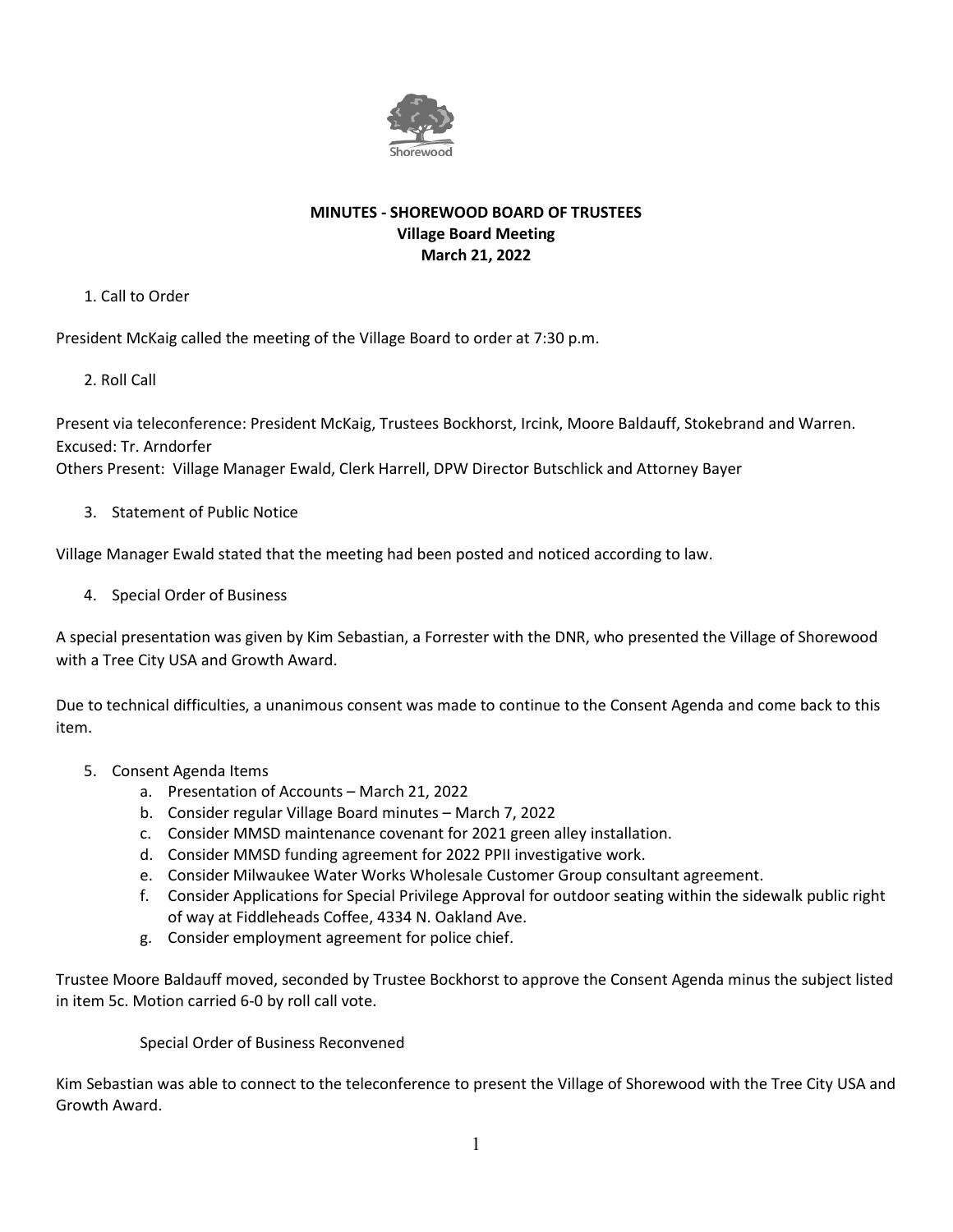Shorewood

**MINUTES - SHOREWOOD BOARD OF TRUSTEES**
**Village Board Meeting**
**March 21, 2022**

1. Call to Order

President McKaig called the meeting of the Village Board to order at 7:30 p.m.

2. Roll Call

Present via teleconference: President McKaig, Trustees Bockhorst, Ircink, Moore Baldauff, Stokebrand and Warren.
Excused: Tr. Arndorfer
Others Present: Village Manager Ewald, Clerk Harrell, DPW Director Butschlick and Attorney Bayer

3. Statement of Public Notice

Village Manager Ewald stated that the meeting had been posted and noticed according to law.

4. Special Order of Business

A special presentation was given by Kim Sebastian, a Forrester with the DNR, who presented the Village of Shorewood with a Tree City USA and Growth Award.

Due to technical difficulties, a unanimous consent was made to continue to the Consent Agenda and come back to this item.

5. Consent Agenda Items
   a. Presentation of Accounts – March 21, 2022
   b. Consider regular Village Board minutes – March 7, 2022
   c. Consider MMSD maintenance covenant for 2021 green alley installation.
   d. Consider MMSD funding agreement for 2022 PPII investigative work.
   e. Consider Milwaukee Water Works Wholesale Customer Group consultant agreement.
   f. Consider Applications for Special Privilege Approval for outdoor seating within the sidewalk public right of way at Fiddleheads Coffee, 4334 N. Oakland Ave.
   g. Consider employment agreement for police chief.

Trustee Moore Baldauff moved, seconded by Trustee Bockhorst to approve the Consent Agenda minus the subject listed in item 5c. Motion carried 6-0 by roll call vote.

Special Order of Business Reconvened

Kim Sebastian was able to connect to the teleconference to present the Village of Shorewood with the Tree City USA and Growth Award.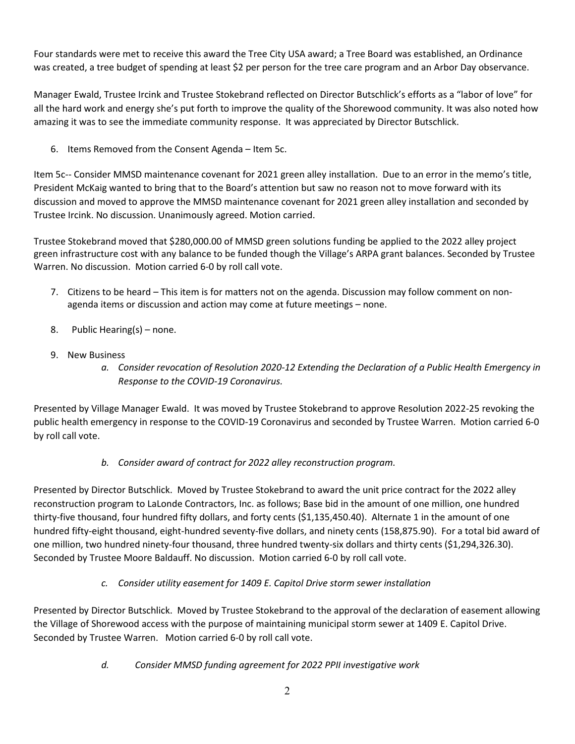Four standards were met to receive this award the Tree City USA award; a Tree Board was established, an Ordinance was created, a tree budget of spending at least $2 per person for the tree care program and an Arbor Day observance.

Manager Ewald, Trustee Ircink and Trustee Stokebrand reflected on Director Butschlick's efforts as a "labor of love" for all the hard work and energy she's put forth to improve the quality of the Shorewood community. It was also noted how amazing it was to see the immediate community response. It was appreciated by Director Butschlick.

6. Items Removed from the Consent Agenda – Item 5c.

Item 5c-- Consider MMSD maintenance covenant for 2021 green alley installation. Due to an error in the memo's title, President McKaig wanted to bring that to the Board's attention but saw no reason not to move forward with its discussion and moved to approve the MMSD maintenance covenant for 2021 green alley installation and seconded by Trustee Ircink. No discussion. Unanimously agreed. Motion carried.

Trustee Stokebrand moved that $280,000.00 of MMSD green solutions funding be applied to the 2022 alley project green infrastructure cost with any balance to be funded though the Village's ARPA grant balances. Seconded by Trustee Warren. No discussion. Motion carried 6-0 by roll call vote.

7. Citizens to be heard – This item is for matters not on the agenda. Discussion may follow comment on non-agenda items or discussion and action may come at future meetings – none.

8. Public Hearing(s) – none.

9. New Business

   *a. Consider revocation of Resolution 2020-12 Extending the Declaration of a Public Health Emergency in Response to the COVID-19 Coronavirus.*

Presented by Village Manager Ewald. It was moved by Trustee Stokebrand to approve Resolution 2022-25 revoking the public health emergency in response to the COVID-19 Coronavirus and seconded by Trustee Warren. Motion carried 6-0 by roll call vote.

   *b. Consider award of contract for 2022 alley reconstruction program.*

Presented by Director Butschlick. Moved by Trustee Stokebrand to award the unit price contract for the 2022 alley reconstruction program to LaLonde Contractors, Inc. as follows; Base bid in the amount of one million, one hundred thirty-five thousand, four hundred fifty dollars, and forty cents ($1,135,450.40). Alternate 1 in the amount of one hundred fifty-eight thousand, eight-hundred seventy-five dollars, and ninety cents (158,875.90). For a total bid award of one million, two hundred ninety-four thousand, three hundred twenty-six dollars and thirty cents ($1,294,326.30). Seconded by Trustee Moore Baldauff. No discussion. Motion carried 6-0 by roll call vote.

   *c. Consider utility easement for 1409 E. Capitol Drive storm sewer installation*

Presented by Director Butschlick. Moved by Trustee Stokebrand to the approval of the declaration of easement allowing the Village of Shorewood access with the purpose of maintaining municipal storm sewer at 1409 E. Capitol Drive. Seconded by Trustee Warren. Motion carried 6-0 by roll call vote.

   *d. Consider MMSD funding agreement for 2022 PPII investigative work*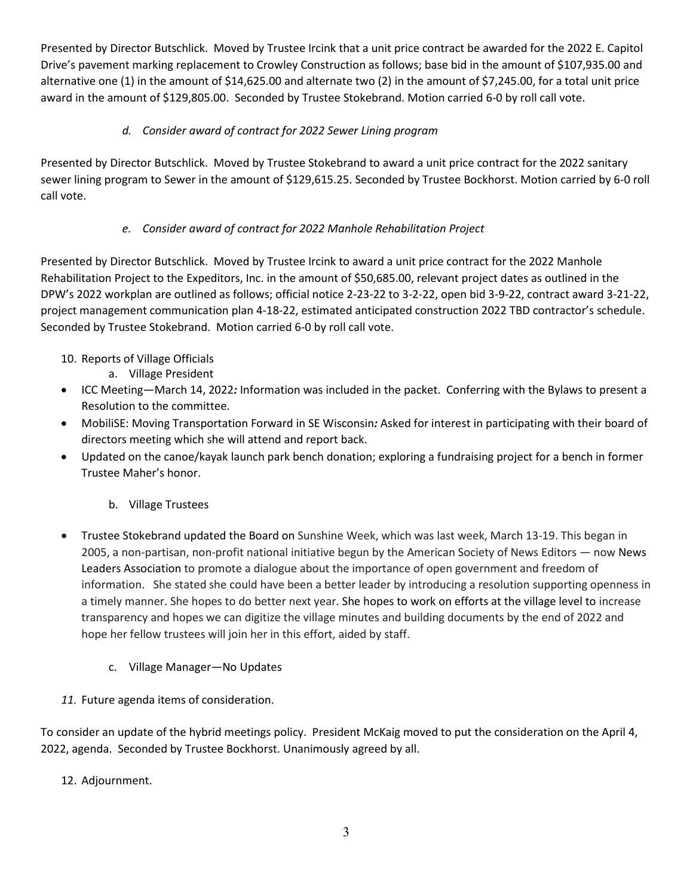Presented by Director Butschlick. Moved by Trustee Ircink that a unit price contract be awarded for the 2022 E. Capitol Drive's pavement marking replacement to Crowley Construction as follows; base bid in the amount of $107,935.00 and alternative one (1) in the amount of $14,625.00 and alternate two (2) in the amount of $7,245.00, for a total unit price award in the amount of $129,805.00. Seconded by Trustee Stokebrand. Motion carried 6-0 by roll call vote.

*d. Consider award of contract for 2022 Sewer Lining program*

Presented by Director Butschlick. Moved by Trustee Stokebrand to award a unit price contract for the 2022 sanitary sewer lining program to Sewer in the amount of $129,615.25. Seconded by Trustee Bockhorst. Motion carried by 6-0 roll call vote.

*e. Consider award of contract for 2022 Manhole Rehabilitation Project*

Presented by Director Butschlick. Moved by Trustee Ircink to award a unit price contract for the 2022 Manhole Rehabilitation Project to the Expeditors, Inc. in the amount of $50,685.00, relevant project dates as outlined in the DPW's 2022 workplan are outlined as follows; official notice 2-23-22 to 3-2-22, open bid 3-9-22, contract award 3-21-22, project management communication plan 4-18-22, estimated anticipated construction 2022 TBD contractor's schedule. Seconded by Trustee Stokebrand. Motion carried 6-0 by roll call vote.

10. Reports of Village Officials
    a. Village President

- ICC Meeting—March 14, 2022*:* Information was included in the packet. Conferring with the Bylaws to present a Resolution to the committee.
- MobiliSE: Moving Transportation Forward in SE Wisconsin*:* Asked for interest in participating with their board of directors meeting which she will attend and report back.
- Updated on the canoe/kayak launch park bench donation; exploring a fundraising project for a bench in former Trustee Maher's honor.

    b. Village Trustees

- Trustee Stokebrand updated the Board on Sunshine Week, which was last week, March 13-19. This began in 2005, a non-partisan, non-profit national initiative begun by the American Society of News Editors — now News Leaders Association to promote a dialogue about the importance of open government and freedom of information. She stated she could have been a better leader by introducing a resolution supporting openness in a timely manner. She hopes to do better next year. She hopes to work on efforts at the village level to increase transparency and hopes we can digitize the village minutes and building documents by the end of 2022 and hope her fellow trustees will join her in this effort, aided by staff.

    c. Village Manager—No Updates

*11.* Future agenda items of consideration.

To consider an update of the hybrid meetings policy. President McKaig moved to put the consideration on the April 4, 2022, agenda. Seconded by Trustee Bockhorst. Unanimously agreed by all.

12. Adjournment.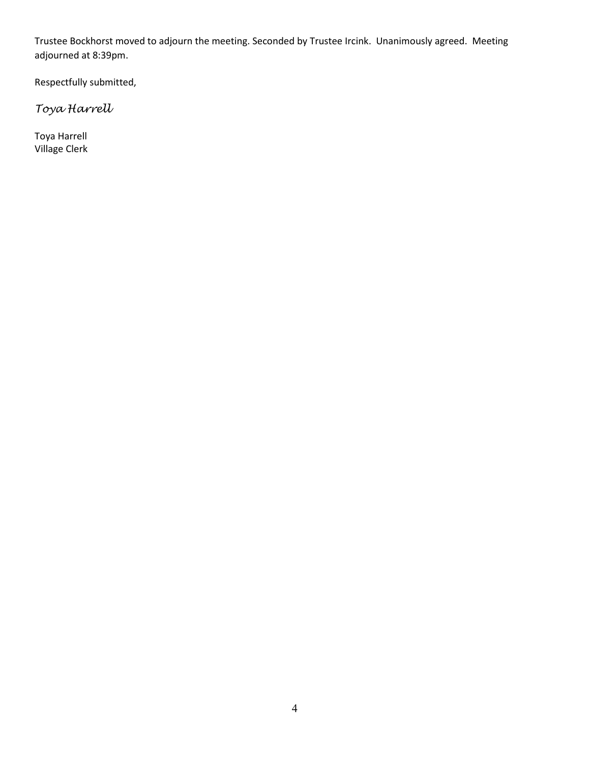Trustee Bockhorst moved to adjourn the meeting. Seconded by Trustee Ircink. Unanimously agreed. Meeting adjourned at 8:39pm.

Respectfully submitted,

*Toya Harrell*

Toya Harrell
Village Clerk